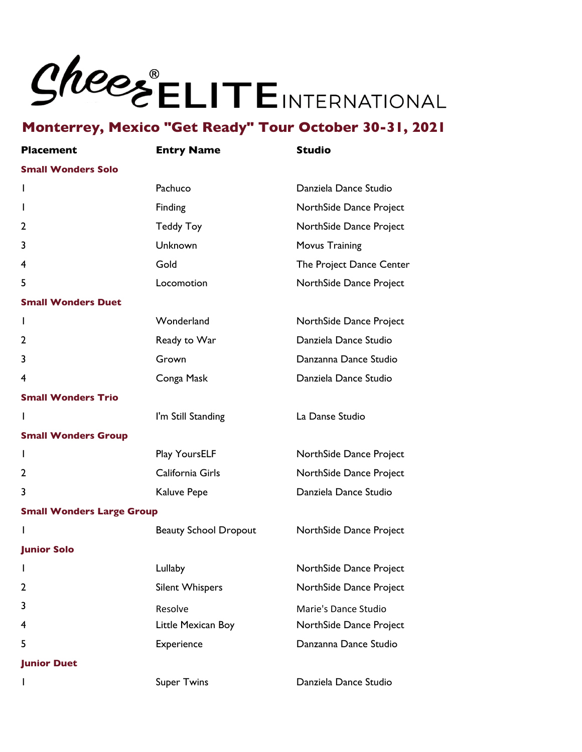# Cheer ELITE INTERNATIONAL

## Monterrey, Mexico "Get Ready" Tour October 30-31, 2021

| Placement | Entry Name | Studio |
|---|---|---|
| **Small Wonders Solo** | | |
| 1 | Pachuco | Danziela Dance Studio |
| 1 | Finding | NorthSide Dance Project |
| 2 | Teddy Toy | NorthSide Dance Project |
| 3 | Unknown | Movus Training |
| 4 | Gold | The Project Dance Center |
| 5 | Locomotion | NorthSide Dance Project |
| **Small Wonders Duet** | | |
| 1 | Wonderland | NorthSide Dance Project |
| 2 | Ready to War | Danziela Dance Studio |
| 3 | Grown | Danzanna Dance Studio |
| 4 | Conga Mask | Danziela Dance Studio |
| **Small Wonders Trio** | | |
| 1 | I'm Still Standing | La Danse Studio |
| **Small Wonders Group** | | |
| 1 | Play YoursELF | NorthSide Dance Project |
| 2 | California Girls | NorthSide Dance Project |
| 3 | Kaluve Pepe | Danziela Dance Studio |
| **Small Wonders Large Group** | | |
| 1 | Beauty School Dropout | NorthSide Dance Project |
| **Junior Solo** | | |
| 1 | Lullaby | NorthSide Dance Project |
| 2 | Silent Whispers | NorthSide Dance Project |
| 3 | Resolve | Marie's Dance Studio |
| 4 | Little Mexican Boy | NorthSide Dance Project |
| 5 | Experience | Danzanna Dance Studio |
| **Junior Duet** | | |
| 1 | Super Twins | Danziela Dance Studio |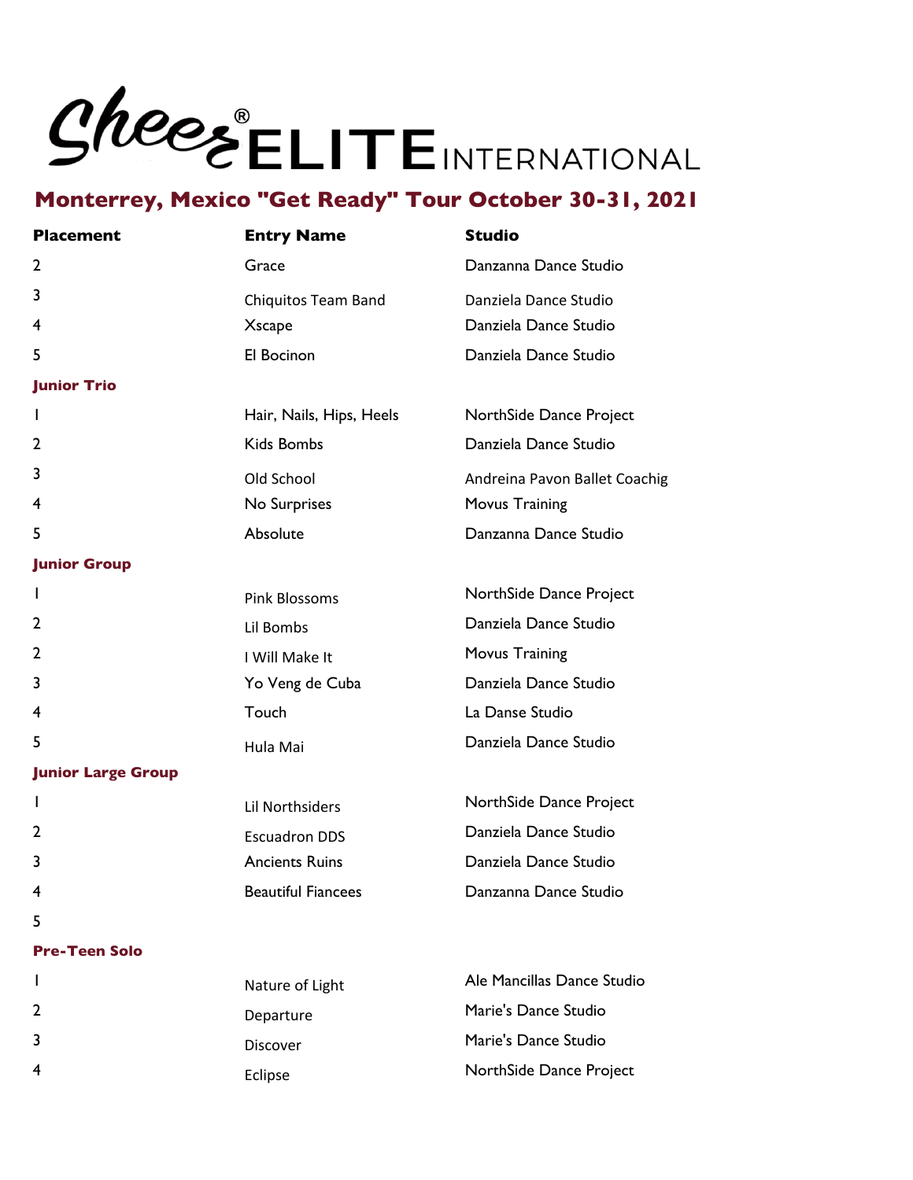# Cheer ELITE® INTERNATIONAL

## Monterrey, Mexico "Get Ready" Tour October 30-31, 2021

| Placement | Entry Name | Studio |
|---|---|---|
| 2 | Grace | Danzanna Dance Studio |
| 3 | Chiquitos Team Band | Danziela Dance Studio |
| 4 | Xscape | Danziela Dance Studio |
| 5 | El Bocinon | Danziela Dance Studio |
| **Junior Trio** | | |
| 1 | Hair, Nails, Hips, Heels | NorthSide Dance Project |
| 2 | Kids Bombs | Danziela Dance Studio |
| 3 | Old School | Andreina Pavon Ballet Coachig |
| 4 | No Surprises | Movus Training |
| 5 | Absolute | Danzanna Dance Studio |
| **Junior Group** | | |
| 1 | Pink Blossoms | NorthSide Dance Project |
| 2 | Lil Bombs | Danziela Dance Studio |
| 2 | I Will Make It | Movus Training |
| 3 | Yo Veng de Cuba | Danziela Dance Studio |
| 4 | Touch | La Danse Studio |
| 5 | Hula Mai | Danziela Dance Studio |
| **Junior Large Group** | | |
| 1 | Lil Northsiders | NorthSide Dance Project |
| 2 | Escuadron DDS | Danziela Dance Studio |
| 3 | Ancients Ruins | Danziela Dance Studio |
| 4 | Beautiful Fiancees | Danzanna Dance Studio |
| 5 | | |
| **Pre-Teen Solo** | | |
| 1 | Nature of Light | Ale Mancillas Dance Studio |
| 2 | Departure | Marie's Dance Studio |
| 3 | Discover | Marie's Dance Studio |
| 4 | Eclipse | NorthSide Dance Project |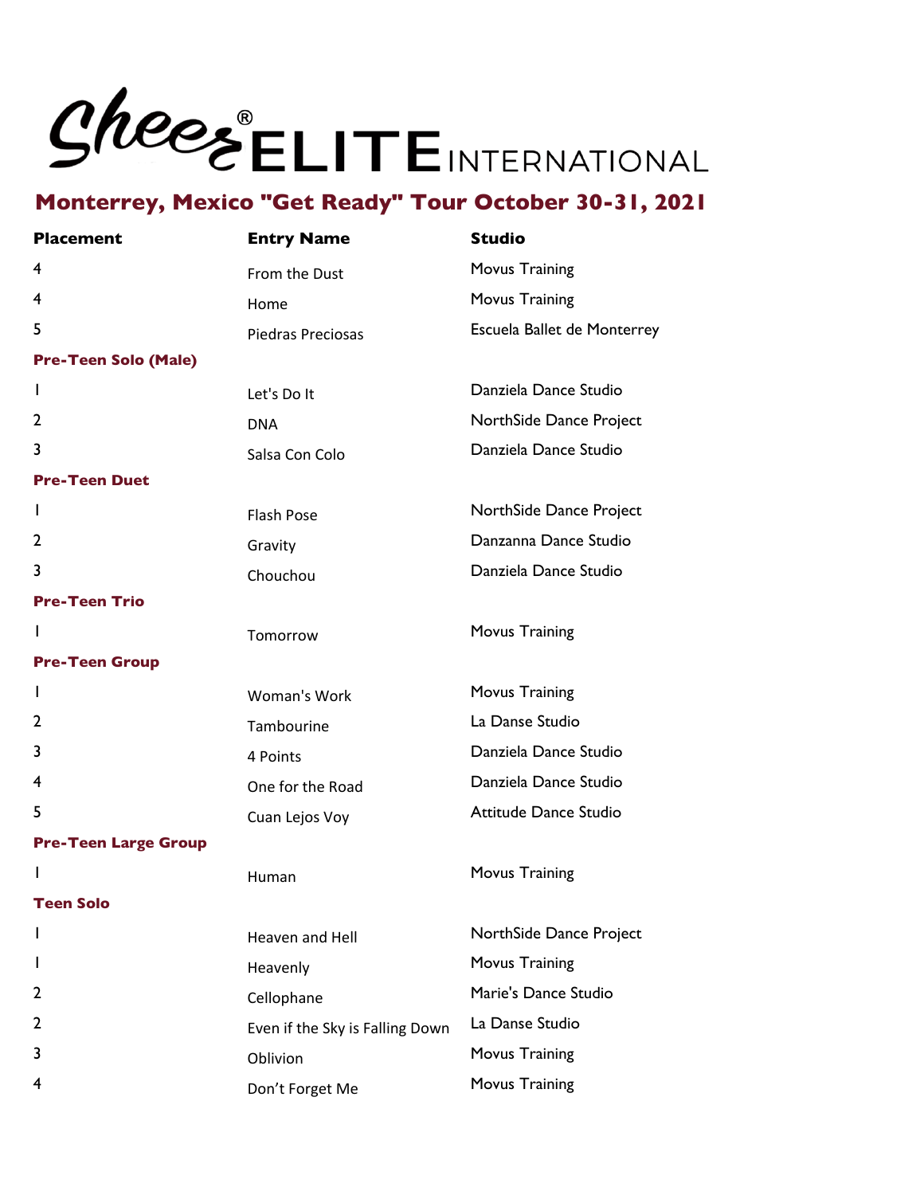# Sheer ELITE INTERNATIONAL

## Monterrey, Mexico "Get Ready" Tour October 30-31, 2021

| Placement | Entry Name | Studio |
|---|---|---|
| 4 | From the Dust | Movus Training |
| 4 | Home | Movus Training |
| 5 | Piedras Preciosas | Escuela Ballet de Monterrey |
| **Pre-Teen Solo (Male)** | | |
| 1 | Let's Do It | Danziela Dance Studio |
| 2 | DNA | NorthSide Dance Project |
| 3 | Salsa Con Colo | Danziela Dance Studio |
| **Pre-Teen Duet** | | |
| 1 | Flash Pose | NorthSide Dance Project |
| 2 | Gravity | Danzanna Dance Studio |
| 3 | Chouchou | Danziela Dance Studio |
| **Pre-Teen Trio** | | |
| 1 | Tomorrow | Movus Training |
| **Pre-Teen Group** | | |
| 1 | Woman's Work | Movus Training |
| 2 | Tambourine | La Danse Studio |
| 3 | 4 Points | Danziela Dance Studio |
| 4 | One for the Road | Danziela Dance Studio |
| 5 | Cuan Lejos Voy | Attitude Dance Studio |
| **Pre-Teen Large Group** | | |
| 1 | Human | Movus Training |
| **Teen Solo** | | |
| 1 | Heaven and Hell | NorthSide Dance Project |
| 1 | Heavenly | Movus Training |
| 2 | Cellophane | Marie's Dance Studio |
| 2 | Even if the Sky is Falling Down | La Danse Studio |
| 3 | Oblivion | Movus Training |
| 4 | Don't Forget Me | Movus Training |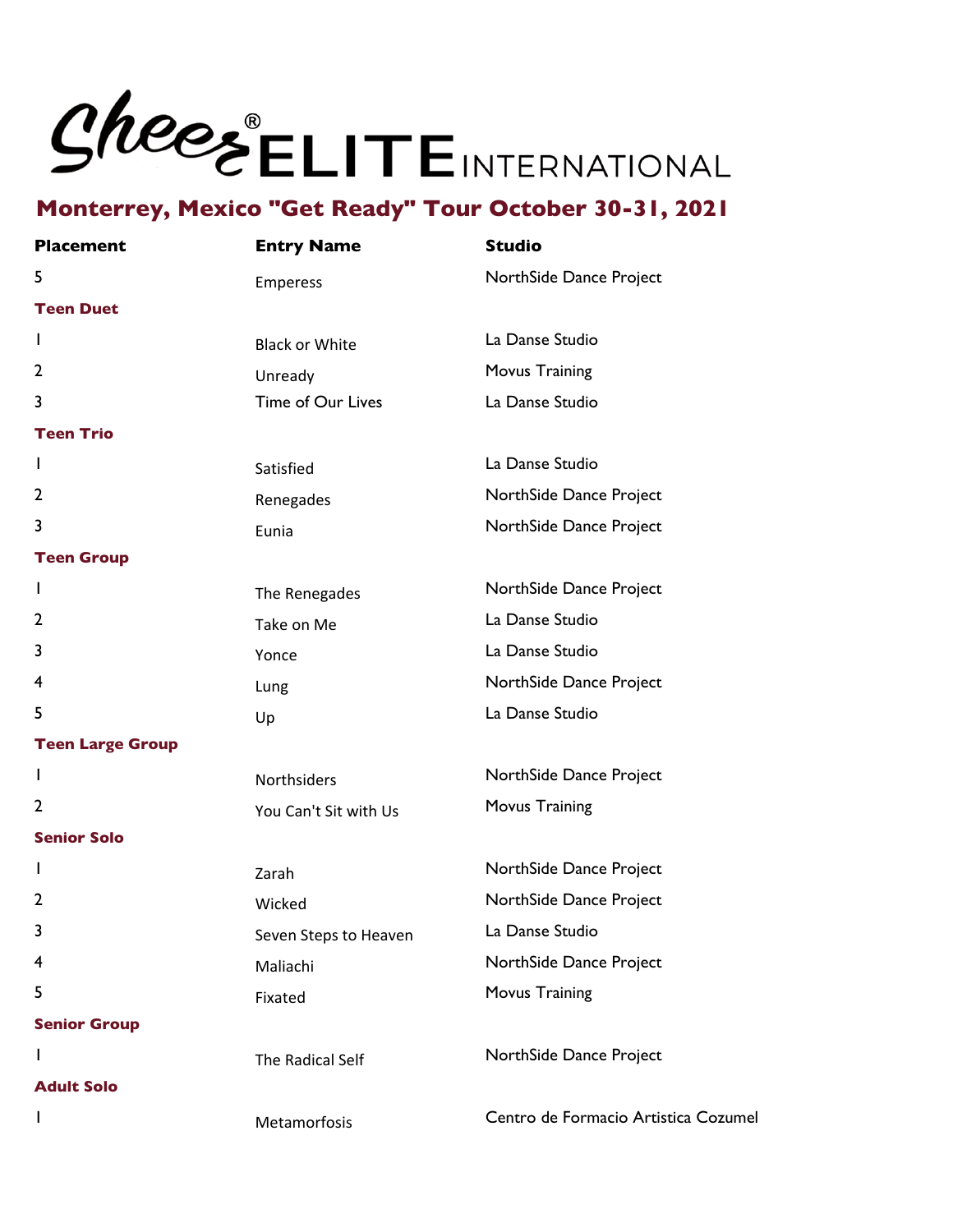# Sheer ELITE INTERNATIONAL

## Monterrey, Mexico "Get Ready" Tour October 30-31, 2021

| Placement | Entry Name | Studio |
|---|---|---|
| 5 | Emperess | NorthSide Dance Project |
| **Teen Duet** | | |
| 1 | Black or White | La Danse Studio |
| 2 | Unready | Movus Training |
| 3 | Time of Our Lives | La Danse Studio |
| **Teen Trio** | | |
| 1 | Satisfied | La Danse Studio |
| 2 | Renegades | NorthSide Dance Project |
| 3 | Eunia | NorthSide Dance Project |
| **Teen Group** | | |
| 1 | The Renegades | NorthSide Dance Project |
| 2 | Take on Me | La Danse Studio |
| 3 | Yonce | La Danse Studio |
| 4 | Lung | NorthSide Dance Project |
| 5 | Up | La Danse Studio |
| **Teen Large Group** | | |
| 1 | Northsiders | NorthSide Dance Project |
| 2 | You Can't Sit with Us | Movus Training |
| **Senior Solo** | | |
| 1 | Zarah | NorthSide Dance Project |
| 2 | Wicked | NorthSide Dance Project |
| 3 | Seven Steps to Heaven | La Danse Studio |
| 4 | Maliachi | NorthSide Dance Project |
| 5 | Fixated | Movus Training |
| **Senior Group** | | |
| 1 | The Radical Self | NorthSide Dance Project |
| **Adult Solo** | | |
| 1 | Metamorfosis | Centro de Formacio Artistica Cozumel |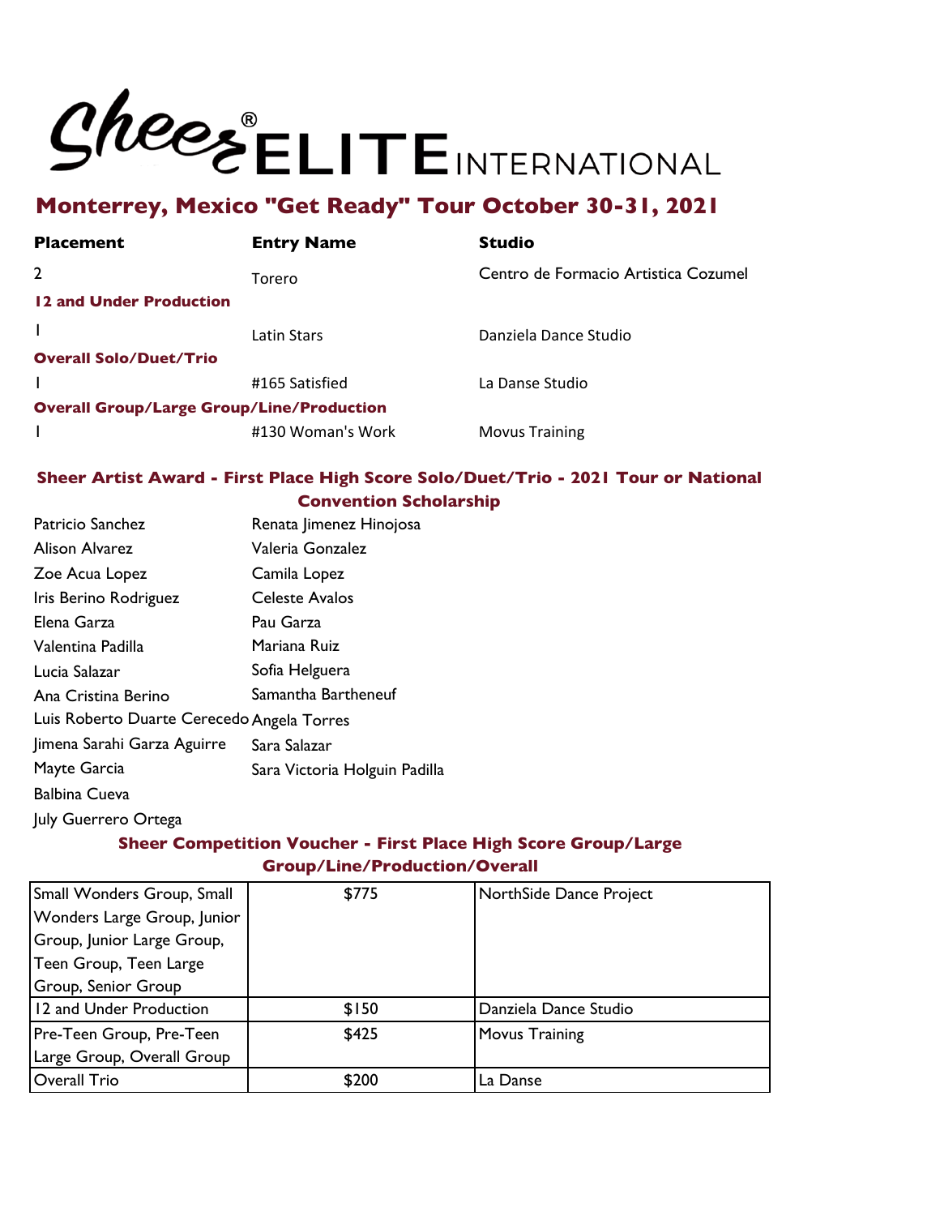# Sheer® ELITE INTERNATIONAL

## Monterrey, Mexico "Get Ready" Tour October 30-31, 2021

| Placement | Entry Name | Studio |
|---|---|---|
| 2 | Torero | Centro de Formacio Artistica Cozumel |
| **12 and Under Production** | | |
| 1 | Latin Stars | Danziela Dance Studio |
| **Overall Solo/Duet/Trio** | | |
| 1 | #165 Satisfied | La Danse Studio |
| **Overall Group/Large Group/Line/Production** | | |
| 1 | #130 Woman's Work | Movus Training |

### Sheer Artist Award - First Place High Score Solo/Duet/Trio - 2021 Tour or National Convention Scholarship

| | |
|---|---|
| Patricio Sanchez | Renata Jimenez Hinojosa |
| Alison Alvarez | Valeria Gonzalez |
| Zoe Acua Lopez | Camila Lopez |
| Iris Berino Rodriguez | Celeste Avalos |
| Elena Garza | Pau Garza |
| Valentina Padilla | Mariana Ruiz |
| Lucia Salazar | Sofia Helguera |
| Ana Cristina Berino | Samantha Bartheneuf |
| Luis Roberto Duarte Cerecedo | Angela Torres |
| Jimena Sarahi Garza Aguirre | Sara Salazar |
| Mayte Garcia | Sara Victoria Holguin Padilla |
| Balbina Cueva | |
| July Guerrero Ortega | |

### Sheer Competition Voucher - First Place High Score Group/Large Group/Line/Production/Overall

| | | |
|---|---|---|
| Small Wonders Group, Small Wonders Large Group, Junior Group, Junior Large Group, Teen Group, Teen Large Group, Senior Group | $775 | NorthSide Dance Project |
| 12 and Under Production | $150 | Danziela Dance Studio |
| Pre-Teen Group, Pre-Teen Large Group, Overall Group | $425 | Movus Training |
| Overall Trio | $200 | La Danse |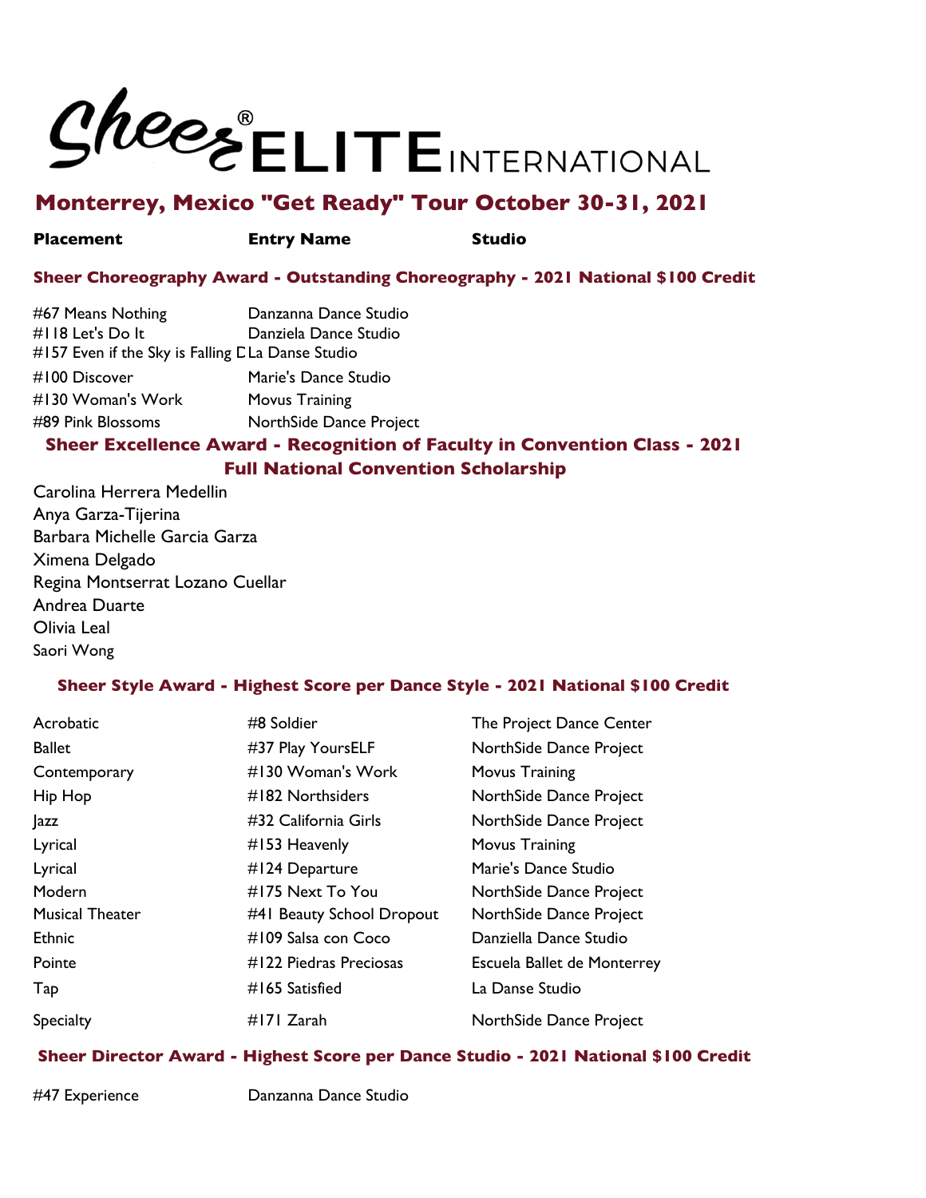# Sheer® ELITE INTERNATIONAL

## Monterrey, Mexico "Get Ready" Tour October 30-31, 2021

| Placement | Entry Name | Studio |
|---|---|---|

### Sheer Choreography Award - Outstanding Choreography - 2021 National $100 Credit

| Entry Name | Studio |
|---|---|
| #67 Means Nothing | Danzanna Dance Studio |
| #118 Let's Do It | Danziela Dance Studio |
| #157 Even if the Sky is Falling D | La Danse Studio |
| #100 Discover | Marie's Dance Studio |
| #130 Woman's Work | Movus Training |
| #89 Pink Blossoms | NorthSide Dance Project |

### Sheer Excellence Award - Recognition of Faculty in Convention Class - 2021 Full National Convention Scholarship

Carolina Herrera Medellin
Anya Garza-Tijerina
Barbara Michelle Garcia Garza
Ximena Delgado
Regina Montserrat Lozano Cuellar
Andrea Duarte
Olivia Leal
Saori Wong

### Sheer Style Award - Highest Score per Dance Style - 2021 National $100 Credit

| Placement | Entry Name | Studio |
|---|---|---|
| Acrobatic | #8 Soldier | The Project Dance Center |
| Ballet | #37 Play YoursELF | NorthSide Dance Project |
| Contemporary | #130 Woman's Work | Movus Training |
| Hip Hop | #182 Northsiders | NorthSide Dance Project |
| Jazz | #32 California Girls | NorthSide Dance Project |
| Lyrical | #153 Heavenly | Movus Training |
| Lyrical | #124 Departure | Marie's Dance Studio |
| Modern | #175 Next To You | NorthSide Dance Project |
| Musical Theater | #41 Beauty School Dropout | NorthSide Dance Project |
| Ethnic | #109 Salsa con Coco | Danziella Dance Studio |
| Pointe | #122 Piedras Preciosas | Escuela Ballet de Monterrey |
| Tap | #165 Satisfied | La Danse Studio |
| Specialty | #171 Zarah | NorthSide Dance Project |

### Sheer Director Award - Highest Score per Dance Studio - 2021 National $100 Credit

| Entry Name | Studio |
|---|---|
| #47 Experience | Danzanna Dance Studio |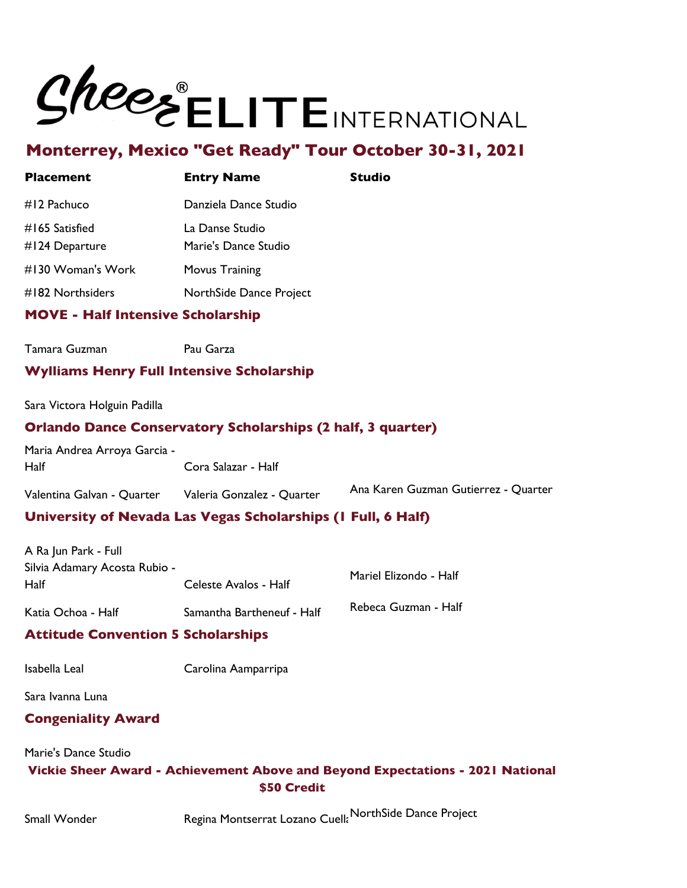# Sheer® ELITE INTERNATIONAL

## Monterrey, Mexico "Get Ready" Tour October 30-31, 2021

| Placement | Entry Name | Studio |
|---|---|---|
| #12 Pachuco | Danziela Dance Studio | |
| #165 Satisfied | La Danse Studio | |
| #124 Departure | Marie's Dance Studio | |
| #130 Woman's Work | Movus Training | |
| #182 Northsiders | NorthSide Dance Project | |

### MOVE - Half Intensive Scholarship

| | |
|---|---|
| Tamara Guzman | Pau Garza |

### Wylliams Henry Full Intensive Scholarship

Sara Victora Holguin Padilla

### Orlando Dance Conservatory Scholarships (2 half, 3 quarter)

| | | |
|---|---|---|
| Maria Andrea Arroya Garcia - Half | Cora Salazar - Half | |
| Valentina Galvan - Quarter | Valeria Gonzalez - Quarter | Ana Karen Guzman Gutierrez - Quarter |

### University of Nevada Las Vegas Scholarships (1 Full, 6 Half)

| | | |
|---|---|---|
| A Ra Jun Park - Full | | |
| Silvia Adamary Acosta Rubio - Half | Celeste Avalos - Half | Mariel Elizondo - Half |
| Katia Ochoa - Half | Samantha Bartheneuf - Half | Rebeca Guzman - Half |

### Attitude Convention 5 Scholarships

| | |
|---|---|
| Isabella Leal | Carolina Aamparripa |
| Sara Ivanna Luna | |

### Congeniality Award

Marie's Dance Studio

### Vickie Sheer Award - Achievement Above and Beyond Expectations - 2021 National $50 Credit

| | | |
|---|---|---|
| Small Wonder | Regina Montserrat Lozano Cuell | NorthSide Dance Project |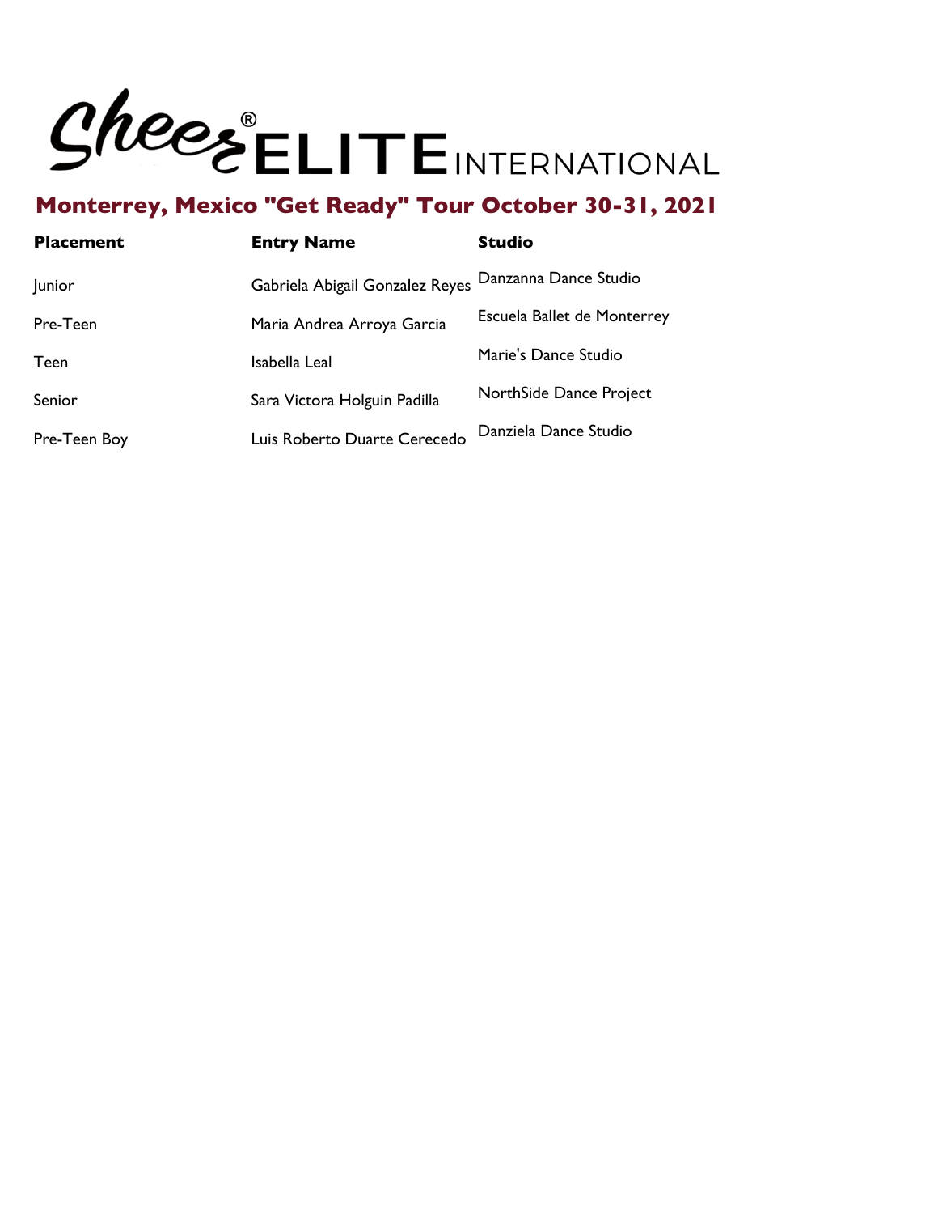# Sheer ELITE INTERNATIONAL

## Monterrey, Mexico "Get Ready" Tour October 30-31, 2021

| Placement | Entry Name | Studio |
| --- | --- | --- |
| Junior | Gabriela Abigail Gonzalez Reyes | Danzanna Dance Studio |
| Pre-Teen | Maria Andrea Arroya Garcia | Escuela Ballet de Monterrey |
| Teen | Isabella Leal | Marie's Dance Studio |
| Senior | Sara Victora Holguin Padilla | NorthSide Dance Project |
| Pre-Teen Boy | Luis Roberto Duarte Cerecedo | Danziela Dance Studio |